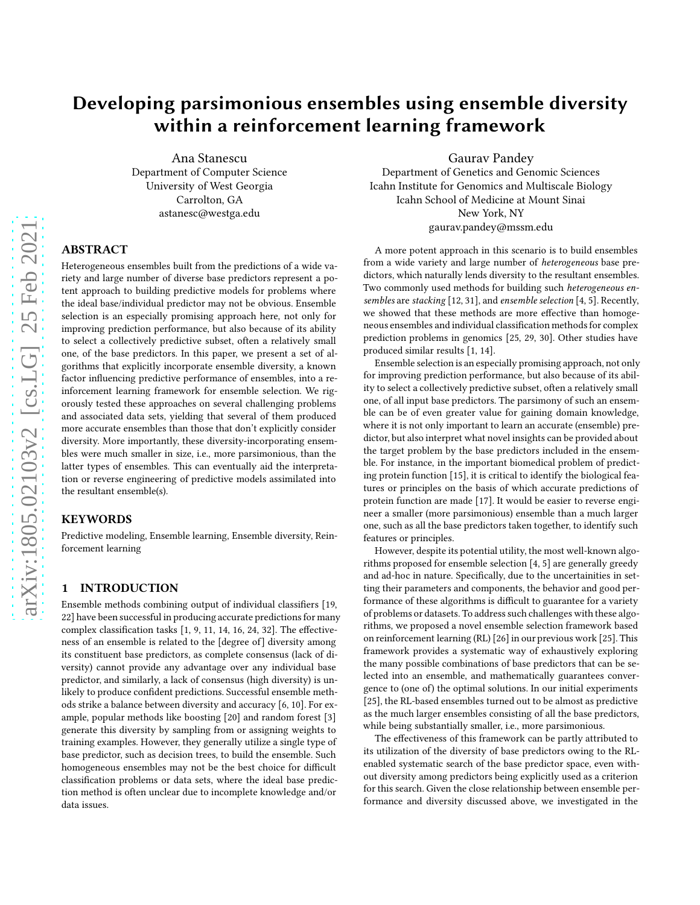# Developing parsimonious ensembles using ensemble diversity within a reinforcement learning framework

Ana Stanescu
Department of Computer Science
University of West Georgia
Carrolton, GA
astanesc@westga.edu

Gaurav Pandey
Department of Genetics and Genomic Sciences
Icahn Institute for Genomics and Multiscale Biology
Icahn School of Medicine at Mount Sinai
New York, NY
gaurav.pandey@mssm.edu

## ABSTRACT

Heterogeneous ensembles built from the predictions of a wide variety and large number of diverse base predictors represent a potent approach to building predictive models for problems where the ideal base/individual predictor may not be obvious. Ensemble selection is an especially promising approach here, not only for improving prediction performance, but also because of its ability to select a collectively predictive subset, often a relatively small one, of the base predictors. In this paper, we present a set of algorithms that explicitly incorporate ensemble diversity, a known factor influencing predictive performance of ensembles, into a reinforcement learning framework for ensemble selection. We rigorously tested these approaches on several challenging problems and associated data sets, yielding that several of them produced more accurate ensembles than those that don't explicitly consider diversity. More importantly, these diversity-incorporating ensembles were much smaller in size, i.e., more parsimonious, than the latter types of ensembles. This can eventually aid the interpretation or reverse engineering of predictive models assimilated into the resultant ensemble(s).

## KEYWORDS

Predictive modeling, Ensemble learning, Ensemble diversity, Reinforcement learning

## 1 INTRODUCTION

Ensemble methods combining output of individual classifiers [19, 22] have been successful in producing accurate predictions for many complex classification tasks [1, 9, 11, 14, 16, 24, 32]. The effectiveness of an ensemble is related to the [degree of] diversity among its constituent base predictors, as complete consensus (lack of diversity) cannot provide any advantage over any individual base predictor, and similarly, a lack of consensus (high diversity) is unlikely to produce confident predictions. Successful ensemble methods strike a balance between diversity and accuracy [6, 10]. For example, popular methods like boosting [20] and random forest [3] generate this diversity by sampling from or assigning weights to training examples. However, they generally utilize a single type of base predictor, such as decision trees, to build the ensemble. Such homogeneous ensembles may not be the best choice for difficult classification problems or data sets, where the ideal base prediction method is often unclear due to incomplete knowledge and/or data issues.

A more potent approach in this scenario is to build ensembles from a wide variety and large number of *heterogeneous* base predictors, which naturally lends diversity to the resultant ensembles. Two commonly used methods for building such *heterogeneous ensembles* are *stacking* [12, 31], and *ensemble selection* [4, 5]. Recently, we showed that these methods are more effective than homogeneous ensembles and individual classification methods for complex prediction problems in genomics [25, 29, 30]. Other studies have produced similar results [1, 14].

Ensemble selection is an especially promising approach, not only for improving prediction performance, but also because of its ability to select a collectively predictive subset, often a relatively small one, of all input base predictors. The parsimony of such an ensemble can be of even greater value for gaining domain knowledge, where it is not only important to learn an accurate (ensemble) predictor, but also interpret what novel insights can be provided about the target problem by the base predictors included in the ensemble. For instance, in the important biomedical problem of predicting protein function [15], it is critical to identify the biological features or principles on the basis of which accurate predictions of protein function are made [17]. It would be easier to reverse engineer a smaller (more parsimonious) ensemble than a much larger one, such as all the base predictors taken together, to identify such features or principles.

However, despite its potential utility, the most well-known algorithms proposed for ensemble selection [4, 5] are generally greedy and ad-hoc in nature. Specifically, due to the uncertainities in setting their parameters and components, the behavior and good performance of these algorithms is difficult to guarantee for a variety of problems or datasets. To address such challenges with these algorithms, we proposed a novel ensemble selection framework based on reinforcement learning (RL) [26] in our previous work [25]. This framework provides a systematic way of exhaustively exploring the many possible combinations of base predictors that can be selected into an ensemble, and mathematically guarantees convergence to (one of) the optimal solutions. In our initial experiments [25], the RL-based ensembles turned out to be almost as predictive as the much larger ensembles consisting of all the base predictors, while being substantially smaller, i.e., more parsimonious.

The effectiveness of this framework can be partly attributed to its utilization of the diversity of base predictors owing to the RL-enabled systematic search of the base predictor space, even without diversity among predictors being explicitly used as a criterion for this search. Given the close relationship between ensemble performance and diversity discussed above, we investigated in the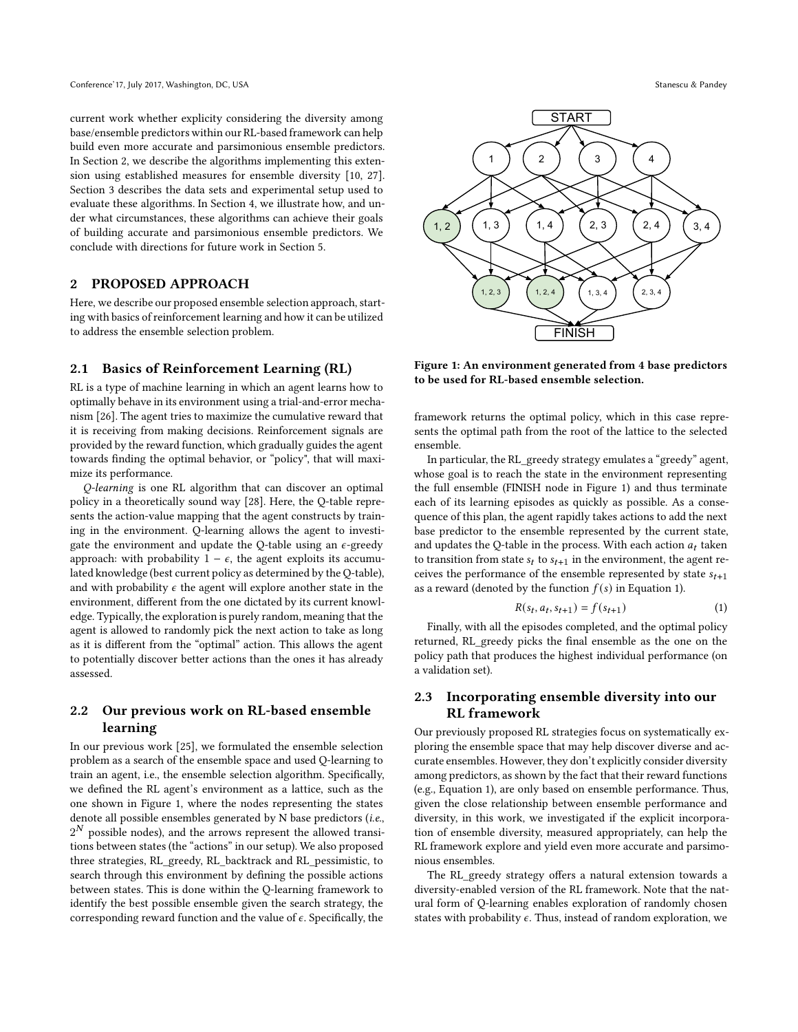current work whether explicity considering the diversity among base/ensemble predictors within our RL-based framework can help build even more accurate and parsimonious ensemble predictors. In Section 2, we describe the algorithms implementing this extension using established measures for ensemble diversity [10, 27]. Section 3 describes the data sets and experimental setup used to evaluate these algorithms. In Section 4, we illustrate how, and under what circumstances, these algorithms can achieve their goals of building accurate and parsimonious ensemble predictors. We conclude with directions for future work in Section 5.

## 2 PROPOSED APPROACH

Here, we describe our proposed ensemble selection approach, starting with basics of reinforcement learning and how it can be utilized to address the ensemble selection problem.

### 2.1 Basics of Reinforcement Learning (RL)

RL is a type of machine learning in which an agent learns how to optimally behave in its environment using a trial-and-error mechanism [26]. The agent tries to maximize the cumulative reward that it is receiving from making decisions. Reinforcement signals are provided by the reward function, which gradually guides the agent towards finding the optimal behavior, or "policy", that will maximize its performance.

*Q-learning* is one RL algorithm that can discover an optimal policy in a theoretically sound way [28]. Here, the Q-table represents the action-value mapping that the agent constructs by training in the environment. Q-learning allows the agent to investigate the environment and update the Q-table using an $\epsilon$-greedy approach: with probability $1 - \epsilon$, the agent exploits its accumulated knowledge (best current policy as determined by the Q-table), and with probability $\epsilon$ the agent will explore another state in the environment, different from the one dictated by its current knowledge. Typically, the exploration is purely random, meaning that the agent is allowed to randomly pick the next action to take as long as it is different from the "optimal" action. This allows the agent to potentially discover better actions than the ones it has already assessed.

### 2.2 Our previous work on RL-based ensemble learning

In our previous work [25], we formulated the ensemble selection problem as a search of the ensemble space and used Q-learning to train an agent, i.e., the ensemble selection algorithm. Specifically, we defined the RL agent's environment as a lattice, such as the one shown in Figure 1, where the nodes representing the states denote all possible ensembles generated by N base predictors (*i.e.*, $2^N$ possible nodes), and the arrows represent the allowed transitions between states (the "actions" in our setup). We also proposed three strategies, RL_greedy, RL_backtrack and RL_pessimistic, to search through this environment by defining the possible actions between states. This is done within the Q-learning framework to identify the best possible ensemble given the search strategy, the corresponding reward function and the value of $\epsilon$. Specifically, the framework returns the optimal policy, which in this case represents the optimal path from the root of the lattice to the selected ensemble.

**Figure 1: An environment generated from 4 base predictors to be used for RL-based ensemble selection.**

In particular, the RL_greedy strategy emulates a "greedy" agent, whose goal is to reach the state in the environment representing the full ensemble (FINISH node in Figure 1) and thus terminate each of its learning episodes as quickly as possible. As a consequence of this plan, the agent rapidly takes actions to add the next base predictor to the ensemble represented by the current state, and updates the Q-table in the process. With each action $a_t$ taken to transition from state $s_t$ to $s_{t+1}$ in the environment, the agent receives the performance of the ensemble represented by state $s_{t+1}$ as a reward (denoted by the function $f(s)$ in Equation 1).

$$R(s_t, a_t, s_{t+1}) = f(s_{t+1}) \tag{1}$$

Finally, with all the episodes completed, and the optimal policy returned, RL_greedy picks the final ensemble as the one on the policy path that produces the highest individual performance (on a validation set).

### 2.3 Incorporating ensemble diversity into our RL framework

Our previously proposed RL strategies focus on systematically exploring the ensemble space that may help discover diverse and accurate ensembles. However, they don't explicitly consider diversity among predictors, as shown by the fact that their reward functions (e.g., Equation 1), are only based on ensemble performance. Thus, given the close relationship between ensemble performance and diversity, in this work, we investigated if the explicit incorporation of ensemble diversity, measured appropriately, can help the RL framework explore and yield even more accurate and parsimonious ensembles.

The RL_greedy strategy offers a natural extension towards a diversity-enabled version of the RL framework. Note that the natural form of Q-learning enables exploration of randomly chosen states with probability $\epsilon$. Thus, instead of random exploration, we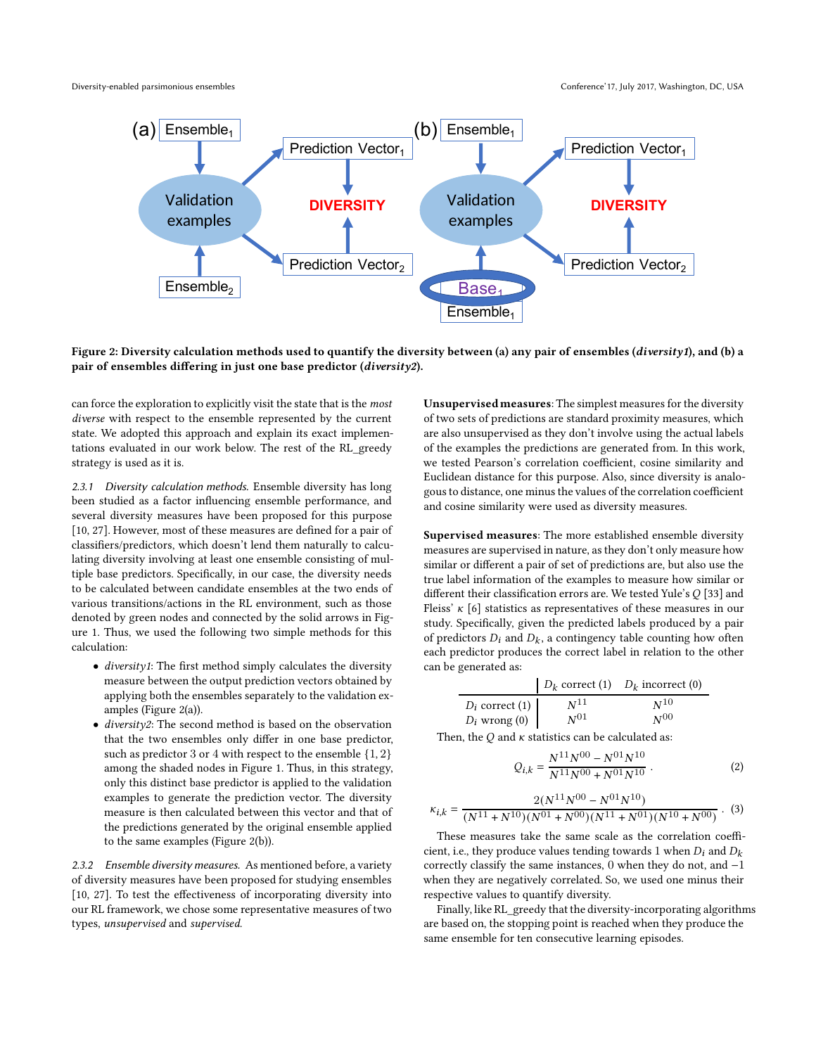**Figure 2: Diversity calculation methods used to quantify the diversity between (a) any pair of ensembles (*diversity1*), and (b) a pair of ensembles differing in just one base predictor (*diversity2*).**

can force the exploration to explicitly visit the state that is the *most diverse* with respect to the ensemble represented by the current state. We adopted this approach and explain its exact implementations evaluated in our work below. The rest of the RL_greedy strategy is used as it is.

#### 2.3.1 Diversity calculation methods.

Ensemble diversity has long been studied as a factor influencing ensemble performance, and several diversity measures have been proposed for this purpose [10, 27]. However, most of these measures are defined for a pair of classifiers/predictors, which doesn't lend them naturally to calculating diversity involving at least one ensemble consisting of multiple base predictors. Specifically, in our case, the diversity needs to be calculated between candidate ensembles at the two ends of various transitions/actions in the RL environment, such as those denoted by green nodes and connected by the solid arrows in Figure 1. Thus, we used the following two simple methods for this calculation:

- *diversity1*: The first method simply calculates the diversity measure between the output prediction vectors obtained by applying both the ensembles separately to the validation examples (Figure 2(a)).
- *diversity2*: The second method is based on the observation that the two ensembles only differ in one base predictor, such as predictor 3 or 4 with respect to the ensemble $\{1, 2\}$ among the shaded nodes in Figure 1. Thus, in this strategy, only this distinct base predictor is applied to the validation examples to generate the prediction vector. The diversity measure is then calculated between this vector and that of the predictions generated by the original ensemble applied to the same examples (Figure 2(b)).

#### 2.3.2 Ensemble diversity measures.

As mentioned before, a variety of diversity measures have been proposed for studying ensembles [10, 27]. To test the effectiveness of incorporating diversity into our RL framework, we chose some representative measures of two types, *unsupervised* and *supervised*.

**Unsupervised measures**: The simplest measures for the diversity of two sets of predictions are standard proximity measures, which are also unsupervised as they don't involve using the actual labels of the examples the predictions are generated from. In this work, we tested Pearson's correlation coefficient, cosine similarity and Euclidean distance for this purpose. Also, since diversity is analogous to distance, one minus the values of the correlation coefficient and cosine similarity were used as diversity measures.

**Supervised measures**: The more established ensemble diversity measures are supervised in nature, as they don't only measure how similar or different a pair of set of predictions are, but also use the true label information of the examples to measure how similar or different their classification errors are. We tested Yule's $Q$ [33] and Fleiss' $\kappa$ [6] statistics as representatives of these measures in our study. Specifically, given the predicted labels produced by a pair of predictors $D_i$ and $D_k$, a contingency table counting how often each predictor produces the correct label in relation to the other can be generated as:

| | $D_k$ correct (1) | $D_k$ incorrect (0) |
|---|---|---|
| $D_i$ correct (1) | $N^{11}$ | $N^{10}$ |
| $D_i$ wrong (0) | $N^{01}$ | $N^{00}$ |

Then, the $Q$ and $\kappa$ statistics can be calculated as:

$$Q_{i,k} = \frac{N^{11}N^{00} - N^{01}N^{10}}{N^{11}N^{00} + N^{01}N^{10}} . \quad (2)$$

$$\kappa_{i,k} = \frac{2(N^{11}N^{00} - N^{01}N^{10})}{(N^{11} + N^{10})(N^{01} + N^{00})(N^{11} + N^{01})(N^{10} + N^{00})} . \quad (3)$$

These measures take the same scale as the correlation coefficient, i.e., they produce values tending towards 1 when $D_i$ and $D_k$ correctly classify the same instances, 0 when they do not, and $-1$ when they are negatively correlated. So, we used one minus their respective values to quantify diversity.

Finally, like RL_greedy that the diversity-incorporating algorithms are based on, the stopping point is reached when they produce the same ensemble for ten consecutive learning episodes.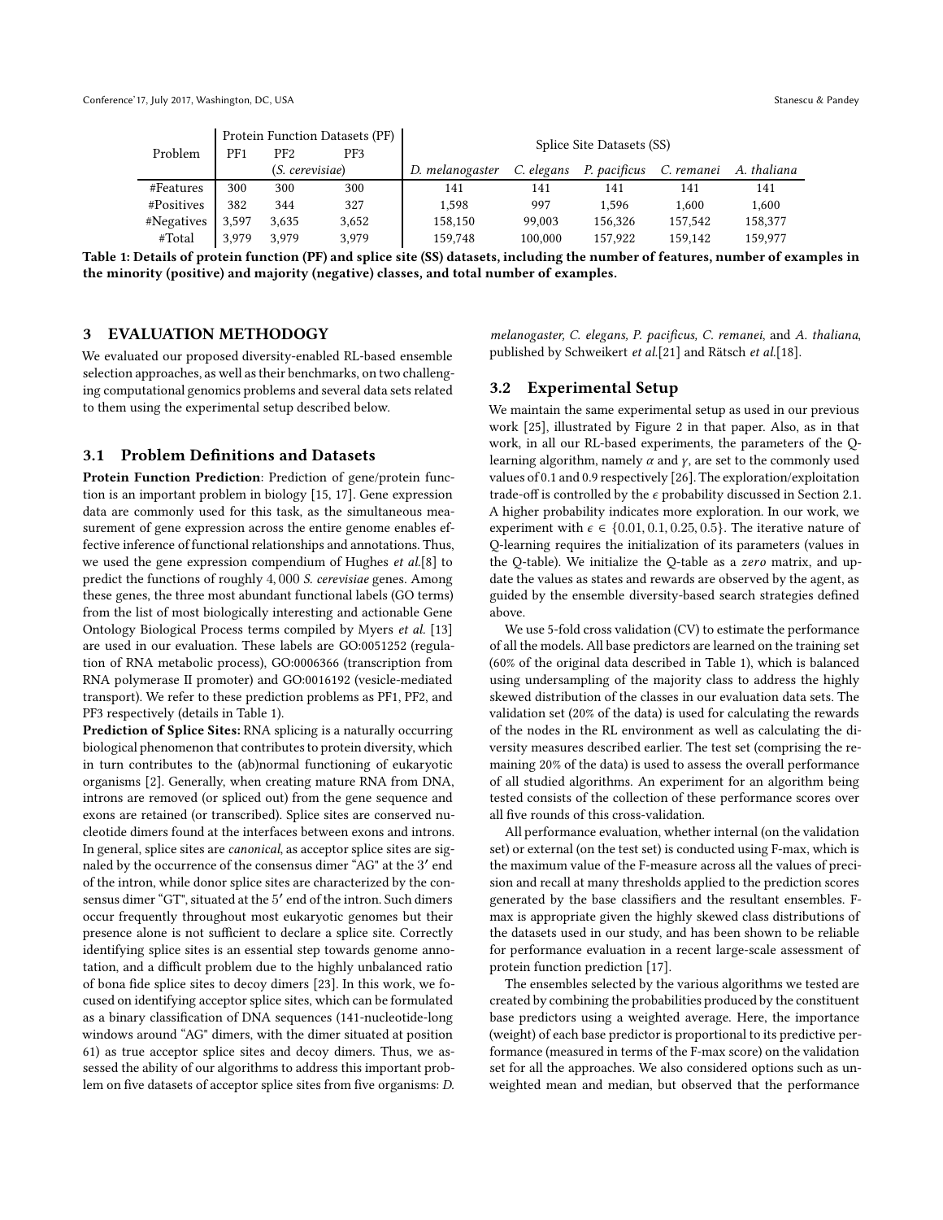| Problem | Protein Function Datasets (PF) | | | Splice Site Datasets (SS) | | | | |
|---|---|---|---|---|---|---|---|---|
| | PF1 | PF2 | PF3 | | | | | |
| | | (*S. cerevisiae*) | | *D. melanogaster* | *C. elegans* | *P. pacificus* | *C. remanei* | *A. thaliana* |
| #Features | 300 | 300 | 300 | 141 | 141 | 141 | 141 | 141 |
| #Positives | 382 | 344 | 327 | 1,598 | 997 | 1,596 | 1,600 | 1,600 |
| #Negatives | 3,597 | 3,635 | 3,652 | 158,150 | 99,003 | 156,326 | 157,542 | 158,377 |
| #Total | 3,979 | 3,979 | 3,979 | 159,748 | 100,000 | 157,922 | 159,142 | 159,977 |

**Table 1: Details of protein function (PF) and splice site (SS) datasets, including the number of features, number of examples in the minority (positive) and majority (negative) classes, and total number of examples.**

## 3 EVALUATION METHODOLOGY

We evaluated our proposed diversity-enabled RL-based ensemble selection approaches, as well as their benchmarks, on two challenging computational genomics problems and several data sets related to them using the experimental setup described below.

### 3.1 Problem Definitions and Datasets

**Protein Function Prediction**: Prediction of gene/protein function is an important problem in biology [15, 17]. Gene expression data are commonly used for this task, as the simultaneous measurement of gene expression across the entire genome enables effective inference of functional relationships and annotations. Thus, we used the gene expression compendium of Hughes *et al.*[8] to predict the functions of roughly 4,000 *S. cerevisiae* genes. Among these genes, the three most abundant functional labels (GO terms) from the list of most biologically interesting and actionable Gene Ontology Biological Process terms compiled by Myers *et al.* [13] are used in our evaluation. These labels are GO:0051252 (regulation of RNA metabolic process), GO:0006366 (transcription from RNA polymerase II promoter) and GO:0016192 (vesicle-mediated transport). We refer to these prediction problems as PF1, PF2, and PF3 respectively (details in Table 1).

**Prediction of Splice Sites:** RNA splicing is a naturally occurring biological phenomenon that contributes to protein diversity, which in turn contributes to the (ab)normal functioning of eukaryotic organisms [2]. Generally, when creating mature RNA from DNA, introns are removed (or spliced out) from the gene sequence and exons are retained (or transcribed). Splice sites are conserved nucleotide dimers found at the interfaces between exons and introns. In general, splice sites are *canonical*, as acceptor splice sites are signaled by the occurrence of the consensus dimer "AG" at the $3'$ end of the intron, while donor splice sites are characterized by the consensus dimer "GT", situated at the $5'$ end of the intron. Such dimers occur frequently throughout most eukaryotic genomes but their presence alone is not sufficient to declare a splice site. Correctly identifying splice sites is an essential step towards genome annotation, and a difficult problem due to the highly unbalanced ratio of bona fide splice sites to decoy dimers [23]. In this work, we focused on identifying acceptor splice sites, which can be formulated as a binary classification of DNA sequences (141-nucleotide-long windows around "AG" dimers, with the dimer situated at position 61) as true acceptor splice sites and decoy dimers. Thus, we assessed the ability of our algorithms to address this important problem on five datasets of acceptor splice sites from five organisms: *D. melanogaster, C. elegans, P. pacificus, C. remanei*, and *A. thaliana*, published by Schweikert *et al.*[21] and Rätsch *et al.*[18].

### 3.2 Experimental Setup

We maintain the same experimental setup as used in our previous work [25], illustrated by Figure 2 in that paper. Also, as in that work, in all our RL-based experiments, the parameters of the Q-learning algorithm, namely $\alpha$ and $\gamma$, are set to the commonly used values of 0.1 and 0.9 respectively [26]. The exploration/exploitation trade-off is controlled by the $\epsilon$ probability discussed in Section 2.1. A higher probability indicates more exploration. In our work, we experiment with $\epsilon \in \{0.01, 0.1, 0.25, 0.5\}$. The iterative nature of Q-learning requires the initialization of its parameters (values in the Q-table). We initialize the Q-table as a *zero* matrix, and update the values as states and rewards are observed by the agent, as guided by the ensemble diversity-based search strategies defined above.

We use 5-fold cross validation (CV) to estimate the performance of all the models. All base predictors are learned on the training set (60% of the original data described in Table 1), which is balanced using undersampling of the majority class to address the highly skewed distribution of the classes in our evaluation data sets. The validation set (20% of the data) is used for calculating the rewards of the nodes in the RL environment as well as calculating the diversity measures described earlier. The test set (comprising the remaining 20% of the data) is used to assess the overall performance of all studied algorithms. An experiment for an algorithm being tested consists of the collection of these performance scores over all five rounds of this cross-validation.

All performance evaluation, whether internal (on the validation set) or external (on the test set) is conducted using F-max, which is the maximum value of the F-measure across all the values of precision and recall at many thresholds applied to the prediction scores generated by the base classifiers and the resultant ensembles. F-max is appropriate given the highly skewed class distributions of the datasets used in our study, and has been shown to be reliable for performance evaluation in a recent large-scale assessment of protein function prediction [17].

The ensembles selected by the various algorithms we tested are created by combining the probabilities produced by the constituent base predictors using a weighted average. Here, the importance (weight) of each base predictor is proportional to its predictive performance (measured in terms of the F-max score) on the validation set for all the approaches. We also considered options such as unweighted mean and median, but observed that the performance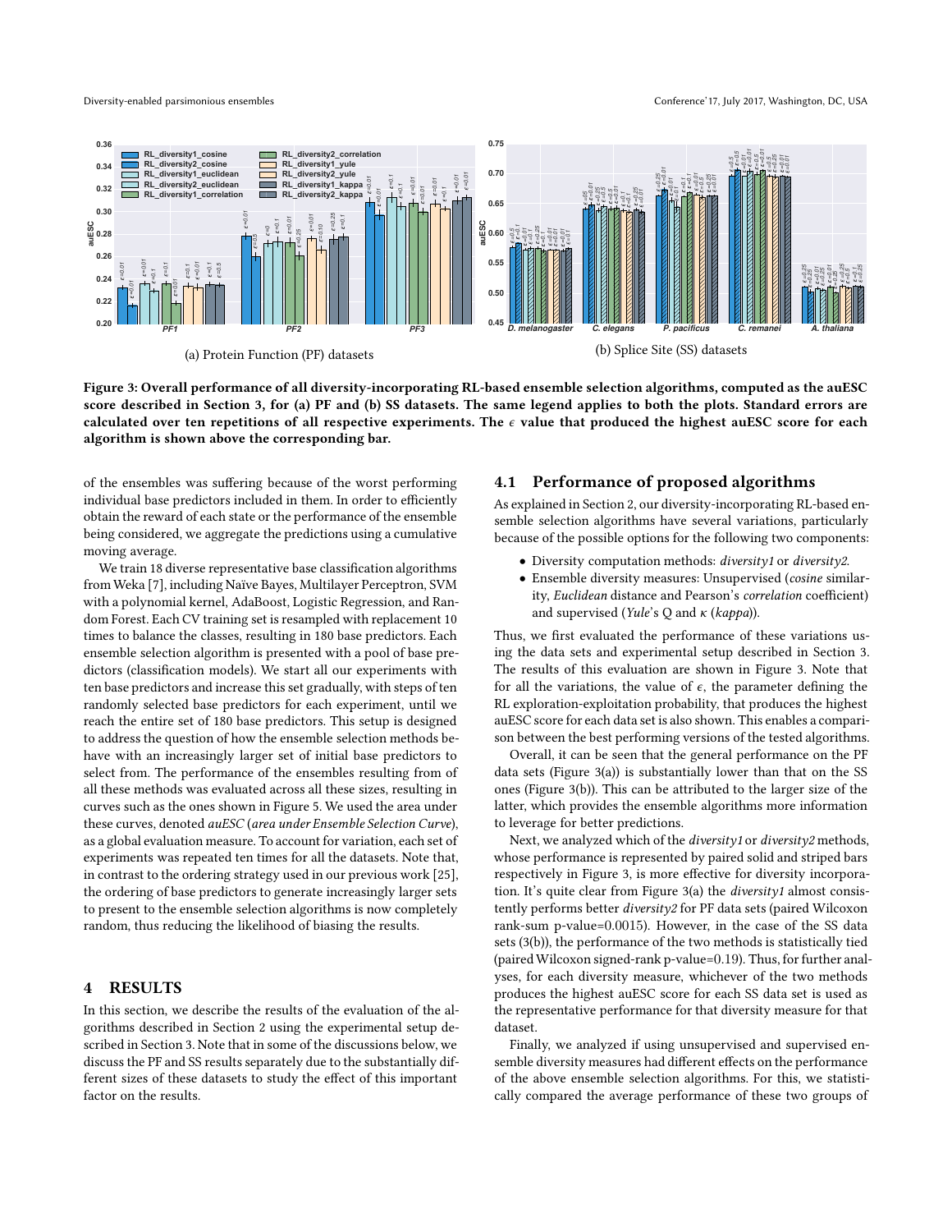(a) Protein Function (PF) datasets

(b) Splice Site (SS) datasets

**Figure 3: Overall performance of all diversity-incorporating RL-based ensemble selection algorithms, computed as the auESC score described in Section 3, for (a) PF and (b) SS datasets. The same legend applies to both the plots. Standard errors are calculated over ten repetitions of all respective experiments. The $\epsilon$ value that produced the highest auESC score for each algorithm is shown above the corresponding bar.**

of the ensembles was suffering because of the worst performing individual base predictors included in them. In order to efficiently obtain the reward of each state or the performance of the ensemble being considered, we aggregate the predictions using a cumulative moving average.

We train 18 diverse representative base classification algorithms from Weka [7], including Naïve Bayes, Multilayer Perceptron, SVM with a polynomial kernel, AdaBoost, Logistic Regression, and Random Forest. Each CV training set is resampled with replacement 10 times to balance the classes, resulting in 180 base predictors. Each ensemble selection algorithm is presented with a pool of base predictors (classification models). We start all our experiments with ten base predictors and increase this set gradually, with steps of ten randomly selected base predictors for each experiment, until we reach the entire set of 180 base predictors. This setup is designed to address the question of how the ensemble selection methods behave with an increasingly larger set of initial base predictors to select from. The performance of the ensembles resulting from of all these methods was evaluated across all these sizes, resulting in curves such as the ones shown in Figure 5. We used the area under these curves, denoted *auESC* (*area under Ensemble Selection Curve*), as a global evaluation measure. To account for variation, each set of experiments was repeated ten times for all the datasets. Note that, in contrast to the ordering strategy used in our previous work [25], the ordering of base predictors to generate increasingly larger sets to present to the ensemble selection algorithms is now completely random, thus reducing the likelihood of biasing the results.

## 4 RESULTS

In this section, we describe the results of the evaluation of the algorithms described in Section 2 using the experimental setup described in Section 3. Note that in some of the discussions below, we discuss the PF and SS results separately due to the substantially different sizes of these datasets to study the effect of this important factor on the results.

### 4.1 Performance of proposed algorithms

As explained in Section 2, our diversity-incorporating RL-based ensemble selection algorithms have several variations, particularly because of the possible options for the following two components:

- Diversity computation methods: *diversity1* or *diversity2*.
- Ensemble diversity measures: Unsupervised (*cosine* similarity, *Euclidean* distance and Pearson's *correlation* coefficient) and supervised (*Yule*'s Q and $\kappa$ (*kappa*)).

Thus, we first evaluated the performance of these variations using the data sets and experimental setup described in Section 3. The results of this evaluation are shown in Figure 3. Note that for all the variations, the value of $\epsilon$, the parameter defining the RL exploration-exploitation probability, that produces the highest auESC score for each data set is also shown. This enables a comparison between the best performing versions of the tested algorithms.

Overall, it can be seen that the general performance on the PF data sets (Figure 3(a)) is substantially lower than that on the SS ones (Figure 3(b)). This can be attributed to the larger size of the latter, which provides the ensemble algorithms more information to leverage for better predictions.

Next, we analyzed which of the *diversity1* or *diversity2* methods, whose performance is represented by paired solid and striped bars respectively in Figure 3, is more effective for diversity incorporation. It's quite clear from Figure 3(a) the *diversity1* almost consistently performs better *diversity2* for PF data sets (paired Wilcoxon rank-sum p-value=0.0015). However, in the case of the SS data sets (3(b)), the performance of the two methods is statistically tied (paired Wilcoxon signed-rank p-value=0.19). Thus, for further analyses, for each diversity measure, whichever of the two methods produces the highest auESC score for each SS data set is used as the representative performance for that diversity measure for that dataset.

Finally, we analyzed if using unsupervised and supervised ensemble diversity measures had different effects on the performance of the above ensemble selection algorithms. For this, we statistically compared the average performance of these two groups of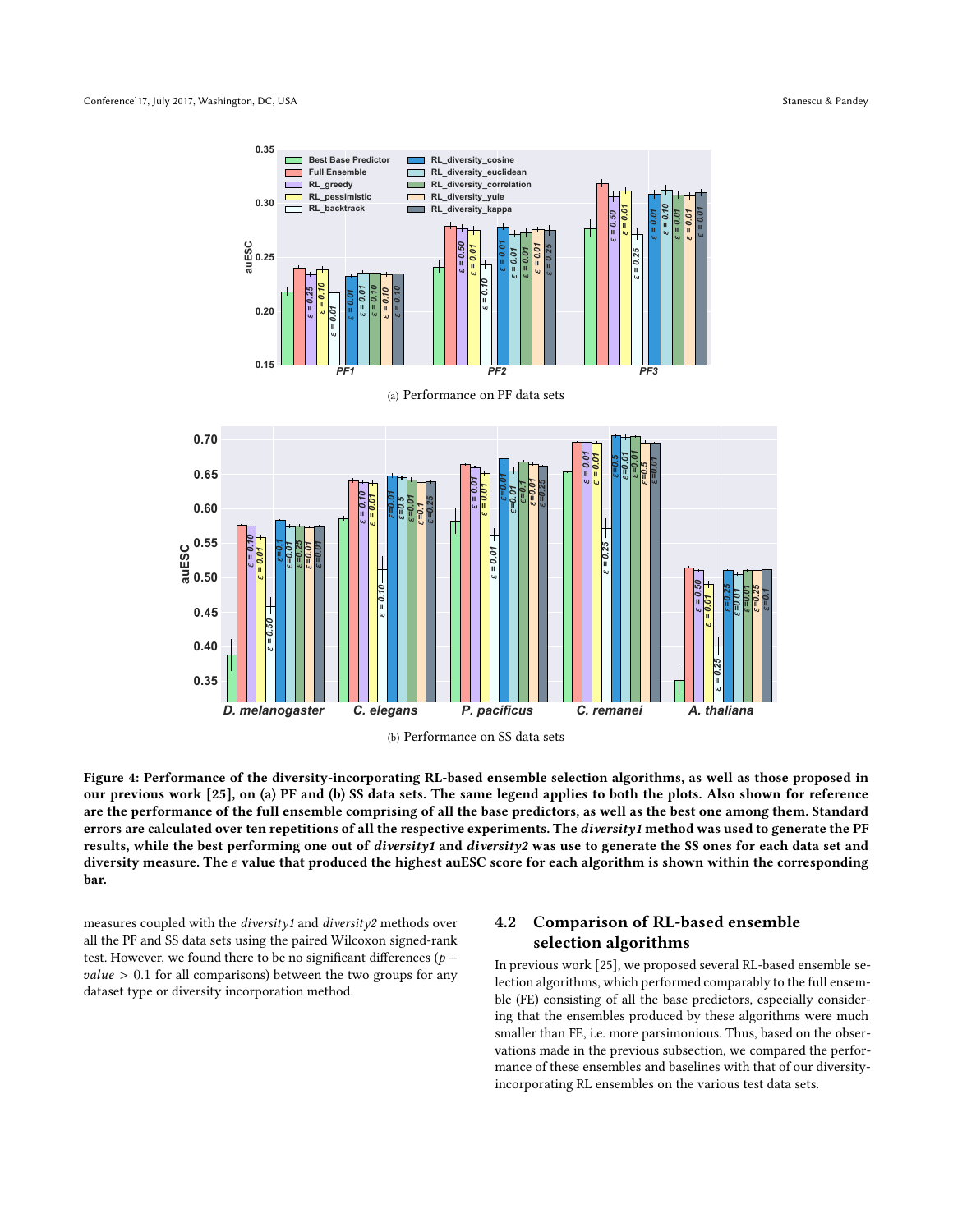(a) Performance on PF data sets

(b) Performance on SS data sets

**Figure 4: Performance of the diversity-incorporating RL-based ensemble selection algorithms, as well as those proposed in our previous work [25], on (a) PF and (b) SS data sets. The same legend applies to both the plots. Also shown for reference are the performance of the full ensemble comprising of all the base predictors, as well as the best one among them. Standard errors are calculated over ten repetitions of all the respective experiments. The *diversity1* method was used to generate the PF results, while the best performing one out of *diversity1* and *diversity2* was use to generate the SS ones for each data set and diversity measure. The $\epsilon$ value that produced the highest auESC score for each algorithm is shown within the corresponding bar.**

measures coupled with the *diversity1* and *diversity2* methods over all the PF and SS data sets using the paired Wilcoxon signed-rank test. However, we found there to be no significant differences ($p-value > 0.1$ for all comparisons) between the two groups for any dataset type or diversity incorporation method.

## 4.2 Comparison of RL-based ensemble selection algorithms

In previous work [25], we proposed several RL-based ensemble selection algorithms, which performed comparably to the full ensemble (FE) consisting of all the base predictors, especially considering that the ensembles produced by these algorithms were much smaller than FE, i.e. more parsimonious. Thus, based on the observations made in the previous subsection, we compared the performance of these ensembles and baselines with that of our diversity-incorporating RL ensembles on the various test data sets.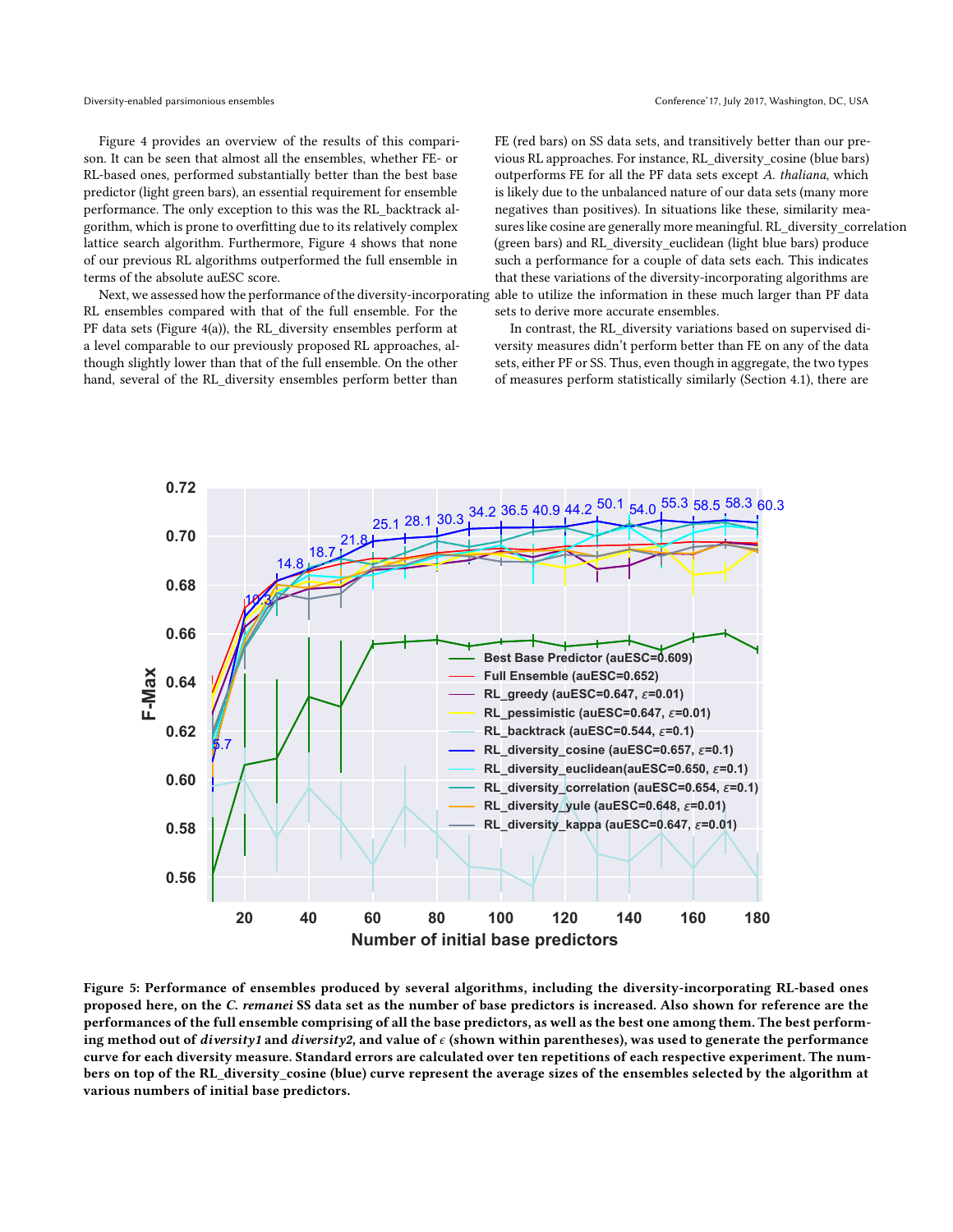Figure 4 provides an overview of the results of this comparison. It can be seen that almost all the ensembles, whether FE- or RL-based ones, performed substantially better than the best base predictor (light green bars), an essential requirement for ensemble performance. The only exception to this was the RL_backtrack algorithm, which is prone to overfitting due to its relatively complex lattice search algorithm. Furthermore, Figure 4 shows that none of our previous RL algorithms outperformed the full ensemble in terms of the absolute auESC score.

Next, we assessed how the performance of the diversity-incorporating RL ensembles compared with that of the full ensemble. For the PF data sets (Figure 4(a)), the RL_diversity ensembles perform at a level comparable to our previously proposed RL approaches, although slightly lower than that of the full ensemble. On the other hand, several of the RL_diversity ensembles perform better than FE (red bars) on SS data sets, and transitively better than our previous RL approaches. For instance, RL_diversity_cosine (blue bars) outperforms FE for all the PF data sets except *A. thaliana*, which is likely due to the unbalanced nature of our data sets (many more negatives than positives). In situations like these, similarity measures like cosine are generally more meaningful. RL_diversity_correlation (green bars) and RL_diversity_euclidean (light blue bars) produce such a performance for a couple of data sets each. This indicates that these variations of the diversity-incorporating algorithms are able to utilize the information in these much larger than PF data sets to derive more accurate ensembles.

In contrast, the RL_diversity variations based on supervised diversity measures didn't perform better than FE on any of the data sets, either PF or SS. Thus, even though in aggregate, the two types of measures perform statistically similarly (Section 4.1), there are

**Figure 5: Performance of ensembles produced by several algorithms, including the diversity-incorporating RL-based ones proposed here, on the *C. remanei* SS data set as the number of base predictors is increased. Also shown for reference are the performances of the full ensemble comprising of all the base predictors, as well as the best one among them. The best performing method out of *diversity1* and *diversity2*, and value of $\epsilon$ (shown within parentheses), was used to generate the performance curve for each diversity measure. Standard errors are calculated over ten repetitions of each respective experiment. The numbers on top of the RL_diversity_cosine (blue) curve represent the average sizes of the ensembles selected by the algorithm at various numbers of initial base predictors.**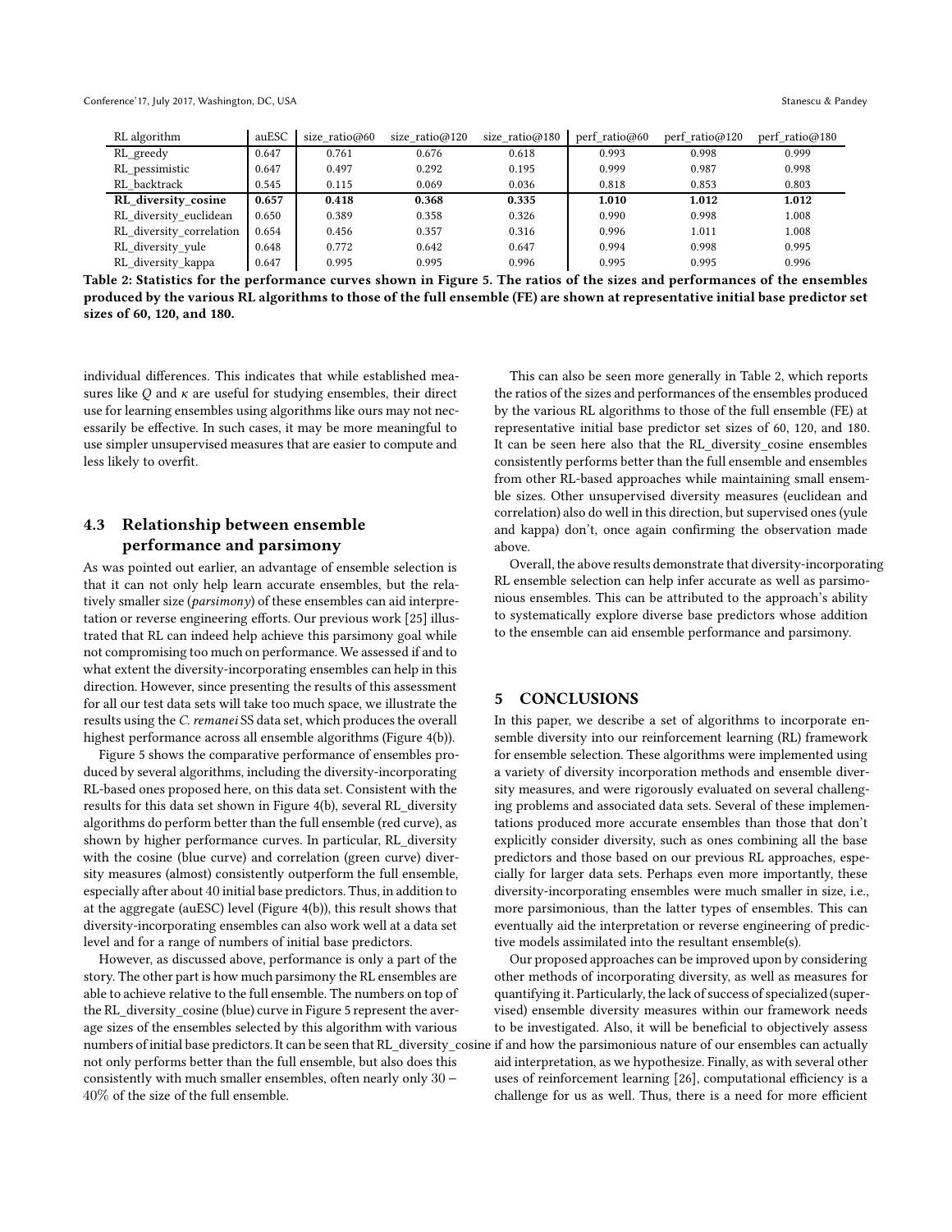| RL algorithm | auESC | size_ratio@60 | size_ratio@120 | size_ratio@180 | perf_ratio@60 | perf_ratio@120 | perf_ratio@180 |
|---|---|---|---|---|---|---|---|
| RL_greedy | 0.647 | 0.761 | 0.676 | 0.618 | 0.993 | 0.998 | 0.999 |
| RL_pessimistic | 0.647 | 0.497 | 0.292 | 0.195 | 0.999 | 0.987 | 0.998 |
| RL_backtrack | 0.545 | 0.115 | 0.069 | 0.036 | 0.818 | 0.853 | 0.803 |
| **RL_diversity_cosine** | **0.657** | **0.418** | **0.368** | **0.335** | **1.010** | **1.012** | **1.012** |
| RL_diversity_euclidean | 0.650 | 0.389 | 0.358 | 0.326 | 0.990 | 0.998 | 1.008 |
| RL_diversity_correlation | 0.654 | 0.456 | 0.357 | 0.316 | 0.996 | 1.011 | 1.008 |
| RL_diversity_yule | 0.648 | 0.772 | 0.642 | 0.647 | 0.994 | 0.998 | 0.995 |
| RL_diversity_kappa | 0.647 | 0.995 | 0.995 | 0.996 | 0.995 | 0.995 | 0.996 |

**Table 2: Statistics for the performance curves shown in Figure 5. The ratios of the sizes and performances of the ensembles produced by the various RL algorithms to those of the full ensemble (FE) are shown at representative initial base predictor set sizes of 60, 120, and 180.**

individual differences. This indicates that while established measures like $Q$ and $\kappa$ are useful for studying ensembles, their direct use for learning ensembles using algorithms like ours may not necessarily be effective. In such cases, it may be more meaningful to use simpler unsupervised measures that are easier to compute and less likely to overfit.

## 4.3 Relationship between ensemble performance and parsimony

As was pointed out earlier, an advantage of ensemble selection is that it can not only help learn accurate ensembles, but the relatively smaller size (*parsimony*) of these ensembles can aid interpretation or reverse engineering efforts. Our previous work [25] illustrated that RL can indeed help achieve this parsimony goal while not compromising too much on performance. We assessed if and to what extent the diversity-incorporating ensembles can help in this direction. However, since presenting the results of this assessment for all our test data sets will take too much space, we illustrate the results using the *C. remanei* SS data set, which produces the overall highest performance across all ensemble algorithms (Figure 4(b)).

Figure 5 shows the comparative performance of ensembles produced by several algorithms, including the diversity-incorporating RL-based ones proposed here, on this data set. Consistent with the results for this data set shown in Figure 4(b), several RL_diversity algorithms do perform better than the full ensemble (red curve), as shown by higher performance curves. In particular, RL_diversity with the cosine (blue curve) and correlation (green curve) diversity measures (almost) consistently outperform the full ensemble, especially after about 40 initial base predictors. Thus, in addition to at the aggregate (auESC) level (Figure 4(b)), this result shows that diversity-incorporating ensembles can also work well at a data set level and for a range of numbers of initial base predictors.

However, as discussed above, performance is only a part of the story. The other part is how much parsimony the RL ensembles are able to achieve relative to the full ensemble. The numbers on top of the RL_diversity_cosine (blue) curve in Figure 5 represent the average sizes of the ensembles selected by this algorithm with various numbers of initial base predictors. It can be seen that RL_diversity_cosine not only performs better than the full ensemble, but also does this consistently with much smaller ensembles, often nearly only $30-40\%$ of the size of the full ensemble.

This can also be seen more generally in Table 2, which reports the ratios of the sizes and performances of the ensembles produced by the various RL algorithms to those of the full ensemble (FE) at representative initial base predictor set sizes of 60, 120, and 180. It can be seen here also that the RL_diversity_cosine ensembles consistently performs better than the full ensemble and ensembles from other RL-based approaches while maintaining small ensemble sizes. Other unsupervised diversity measures (euclidean and correlation) also do well in this direction, but supervised ones (yule and kappa) don't, once again confirming the observation made above.

Overall, the above results demonstrate that diversity-incorporating RL ensemble selection can help infer accurate as well as parsimonious ensembles. This can be attributed to the approach's ability to systematically explore diverse base predictors whose addition to the ensemble can aid ensemble performance and parsimony.

# 5 CONCLUSIONS

In this paper, we describe a set of algorithms to incorporate ensemble diversity into our reinforcement learning (RL) framework for ensemble selection. These algorithms were implemented using a variety of diversity incorporation methods and ensemble diversity measures, and were rigorously evaluated on several challenging problems and associated data sets. Several of these implementations produced more accurate ensembles than those that don't explicitly consider diversity, such as ones combining all the base predictors and those based on our previous RL approaches, especially for larger data sets. Perhaps even more importantly, these diversity-incorporating ensembles were much smaller in size, i.e., more parsimonious, than the latter types of ensembles. This can eventually aid the interpretation or reverse engineering of predictive models assimilated into the resultant ensemble(s).

Our proposed approaches can be improved upon by considering other methods of incorporating diversity, as well as measures for quantifying it. Particularly, the lack of success of specialized (supervised) ensemble diversity measures within our framework needs to be investigated. Also, it will be beneficial to objectively assess if and how the parsimonious nature of our ensembles can actually aid interpretation, as we hypothesize. Finally, as with several other uses of reinforcement learning [26], computational efficiency is a challenge for us as well. Thus, there is a need for more efficient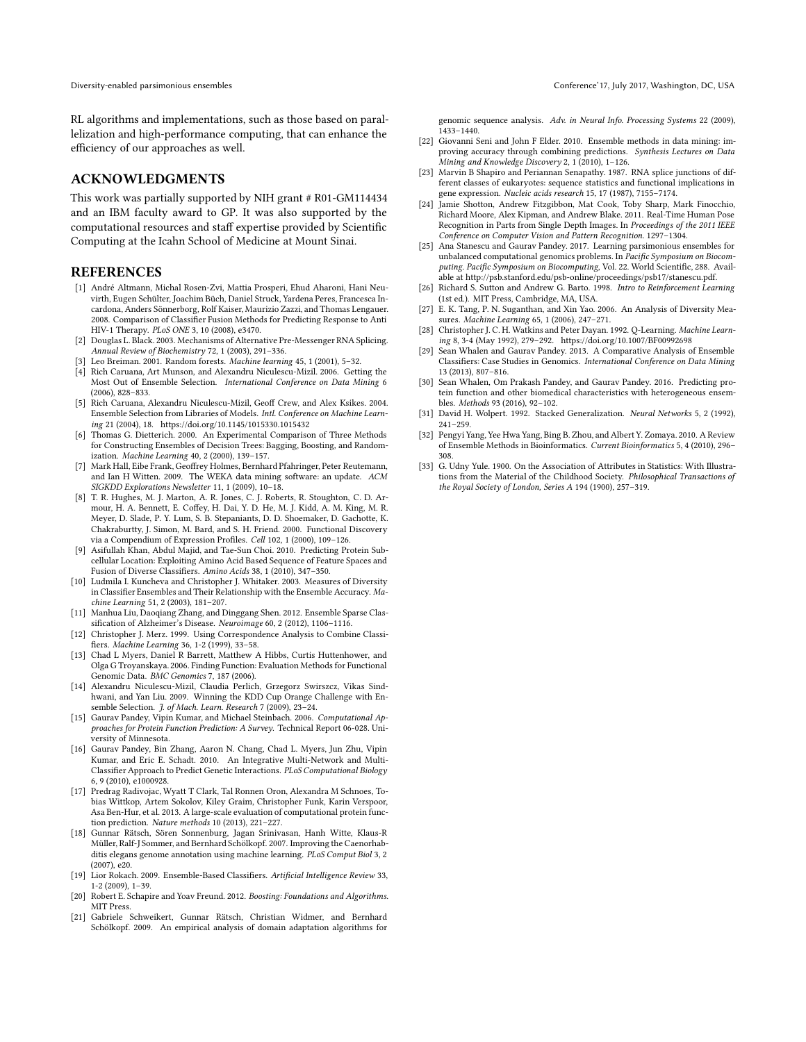RL algorithms and implementations, such as those based on parallelization and high-performance computing, that can enhance the efficiency of our approaches as well.

## ACKNOWLEDGMENTS

This work was partially supported by NIH grant # R01-GM114434 and an IBM faculty award to GP. It was also supported by the computational resources and staff expertise provided by Scientific Computing at the Icahn School of Medicine at Mount Sinai.

## REFERENCES

[1] André Altmann, Michal Rosen-Zvi, Mattia Prosperi, Ehud Aharoni, Hani Neuvirth, Eugen Schülter, Joachim Büch, Daniel Struck, Yardena Peres, Francesca Incardona, Anders Sönnerborg, Rolf Kaiser, Maurizio Zazzi, and Thomas Lengauer. 2008. Comparison of Classifier Fusion Methods for Predicting Response to Anti HIV-1 Therapy. *PLoS ONE* 3, 10 (2008), e3470.

[2] Douglas L. Black. 2003. Mechanisms of Alternative Pre-Messenger RNA Splicing. *Annual Review of Biochemistry* 72, 1 (2003), 291–336.

[3] Leo Breiman. 2001. Random forests. *Machine learning* 45, 1 (2001), 5–32.

[4] Rich Caruana, Art Munson, and Alexandru Niculescu-Mizil. 2006. Getting the Most Out of Ensemble Selection. *International Conference on Data Mining* 6 (2006), 828–833.

[5] Rich Caruana, Alexandru Niculescu-Mizil, Geoff Crew, and Alex Ksikes. 2004. Ensemble Selection from Libraries of Models. *Intl. Conference on Machine Learning* 21 (2004), 18. https://doi.org/10.1145/1015330.1015432

[6] Thomas G. Dietterich. 2000. An Experimental Comparison of Three Methods for Constructing Ensembles of Decision Trees: Bagging, Boosting, and Randomization. *Machine Learning* 40, 2 (2000), 139–157.

[7] Mark Hall, Eibe Frank, Geoffrey Holmes, Bernhard Pfahringer, Peter Reutemann, and Ian H Witten. 2009. The WEKA data mining software: an update. *ACM SIGKDD Explorations Newsletter* 11, 1 (2009), 10–18.

[8] T. R. Hughes, M. J. Marton, A. R. Jones, C. J. Roberts, R. Stoughton, C. D. Armour, H. A. Bennett, E. Coffey, H. Dai, Y. D. He, M. J. Kidd, A. M. King, M. R. Meyer, D. Slade, P. Y. Lum, S. B. Stepaniants, D. D. Shoemaker, D. Gachotte, K. Chakraburtty, J. Simon, M. Bard, and S. H. Friend. 2000. Functional Discovery via a Compendium of Expression Profiles. *Cell* 102, 1 (2000), 109–126.

[9] Asifullah Khan, Abdul Majid, and Tae-Sun Choi. 2010. Predicting Protein Subcellular Location: Exploiting Amino Acid Based Sequence of Feature Spaces and Fusion of Diverse Classifiers. *Amino Acids* 38, 1 (2010), 347–350.

[10] Ludmila I. Kuncheva and Christopher J. Whitaker. 2003. Measures of Diversity in Classifier Ensembles and Their Relationship with the Ensemble Accuracy. *Machine Learning* 51, 2 (2003), 181–207.

[11] Manhua Liu, Daoqiang Zhang, and Dinggang Shen. 2012. Ensemble Sparse Classification of Alzheimer's Disease. *Neuroimage* 60, 2 (2012), 1106–1116.

[12] Christopher J. Merz. 1999. Using Correspondence Analysis to Combine Classifiers. *Machine Learning* 36, 1-2 (1999), 33–58.

[13] Chad L Myers, Daniel R Barrett, Matthew A Hibbs, Curtis Huttenhower, and Olga G Troyanskaya. 2006. Finding Function: Evaluation Methods for Functional Genomic Data. *BMC Genomics* 7, 187 (2006).

[14] Alexandru Niculescu-Mizil, Claudia Perlich, Grzegorz Swirszcz, Vikas Sindhwani, and Yan Liu. 2009. Winning the KDD Cup Orange Challenge with Ensemble Selection. *J. of Mach. Learn. Research* 7 (2009), 23–24.

[15] Gaurav Pandey, Vipin Kumar, and Michael Steinbach. 2006. *Computational Approaches for Protein Function Prediction: A Survey.* Technical Report 06-028. University of Minnesota.

[16] Gaurav Pandey, Bin Zhang, Aaron N. Chang, Chad L. Myers, Jun Zhu, Vipin Kumar, and Eric E. Schadt. 2010. An Integrative Multi-Network and Multi-Classifier Approach to Predict Genetic Interactions. *PLoS Computational Biology* 6, 9 (2010), e1000928.

[17] Predrag Radivojac, Wyatt T Clark, Tal Ronnen Oron, Alexandra M Schnoes, Tobias Wittkop, Artem Sokolov, Kiley Graim, Christopher Funk, Karin Verspoor, Asa Ben-Hur, et al. 2013. A large-scale evaluation of computational protein function prediction. *Nature methods* 10 (2013), 221–227.

[18] Gunnar Rätsch, Sören Sonnenburg, Jagan Srinivasan, Hanh Witte, Klaus-R Müller, Ralf-J Sommer, and Bernhard Schölkopf. 2007. Improving the Caenorhabditis elegans genome annotation using machine learning. *PLoS Comput Biol* 3, 2 (2007), e20.

[19] Lior Rokach. 2009. Ensemble-Based Classifiers. *Artificial Intelligence Review* 33, 1-2 (2009), 1–39.

[20] Robert E. Schapire and Yoav Freund. 2012. *Boosting: Foundations and Algorithms.* MIT Press.

[21] Gabriele Schweikert, Gunnar Rätsch, Christian Widmer, and Bernhard Schölkopf. 2009. An empirical analysis of domain adaptation algorithms for genomic sequence analysis. *Adv. in Neural Info. Processing Systems* 22 (2009), 1433–1440.

[22] Giovanni Seni and John F Elder. 2010. Ensemble methods in data mining: improving accuracy through combining predictions. *Synthesis Lectures on Data Mining and Knowledge Discovery* 2, 1 (2010), 1–126.

[23] Marvin B Shapiro and Periannan Senapathy. 1987. RNA splice junctions of different classes of eukaryotes: sequence statistics and functional implications in gene expression. *Nucleic acids research* 15, 17 (1987), 7155–7174.

[24] Jamie Shotton, Andrew Fitzgibbon, Mat Cook, Toby Sharp, Mark Finocchio, Richard Moore, Alex Kipman, and Andrew Blake. 2011. Real-Time Human Pose Recognition in Parts from Single Depth Images. In *Proceedings of the 2011 IEEE Conference on Computer Vision and Pattern Recognition*. 1297–1304.

[25] Ana Stanescu and Gaurav Pandey. 2017. Learning parsimonious ensembles for unbalanced computational genomics problems. In *Pacific Symposium on Biocomputing. Pacific Symposium on Biocomputing*, Vol. 22. World Scientific, 288. Available at http://psb.stanford.edu/psb-online/proceedings/psb17/stanescu.pdf.

[26] Richard S. Sutton and Andrew G. Barto. 1998. *Intro to Reinforcement Learning* (1st ed.). MIT Press, Cambridge, MA, USA.

[27] E. K. Tang, P. N. Suganthan, and Xin Yao. 2006. An Analysis of Diversity Measures. *Machine Learning* 65, 1 (2006), 247–271.

[28] Christopher J. C. H. Watkins and Peter Dayan. 1992. Q-Learning. *Machine Learning* 8, 3-4 (May 1992), 279–292. https://doi.org/10.1007/BF00992698

[29] Sean Whalen and Gaurav Pandey. 2013. A Comparative Analysis of Ensemble Classifiers: Case Studies in Genomics. *International Conference on Data Mining* 13 (2013), 807–816.

[30] Sean Whalen, Om Prakash Pandey, and Gaurav Pandey. 2016. Predicting protein function and other biomedical characteristics with heterogeneous ensembles. *Methods* 93 (2016), 92–102.

[31] David H. Wolpert. 1992. Stacked Generalization. *Neural Networks* 5, 2 (1992), 241–259.

[32] Pengyi Yang, Yee Hwa Yang, Bing B. Zhou, and Albert Y. Zomaya. 2010. A Review of Ensemble Methods in Bioinformatics. *Current Bioinformatics* 5, 4 (2010), 296–308.

[33] G. Udny Yule. 1900. On the Association of Attributes in Statistics: With Illustrations from the Material of the Childhood Society. *Philosophical Transactions of the Royal Society of London, Series A* 194 (1900), 257–319.